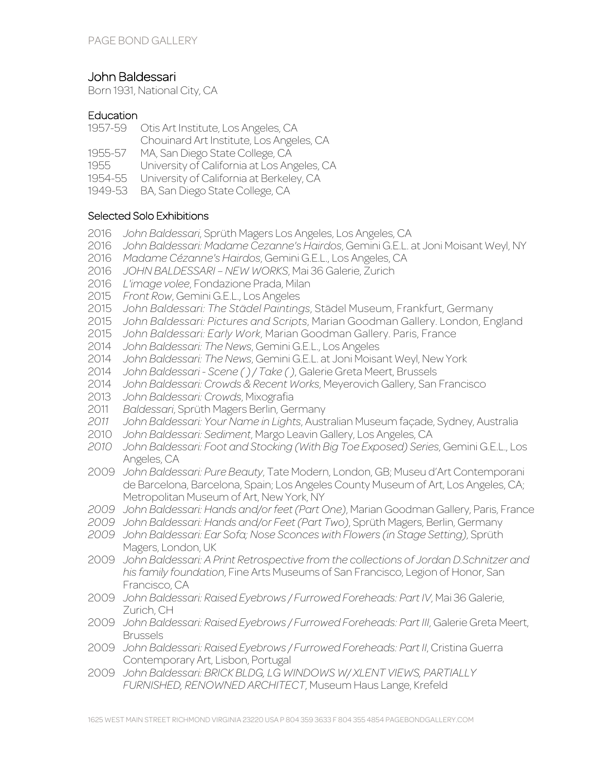# John Baldessari

Born 1931, National City, CA

## Education

1957-59 Otis Art Institute, Los Angeles, CA
Chouinard Art Institute, Los Angeles, CA
1955-57 MA, San Diego State College, CA
1955 University of California at Los Angeles, CA
1954-55 University of California at Berkeley, CA
1949-53 BA, San Diego State College, CA

## Selected Solo Exhibitions

2016 *John Baldessari*, Sprüth Magers Los Angeles, Los Angeles, CA
2016 *John Baldessari: Madame Cezanne's Hairdos*, Gemini G.E.L. at Joni Moisant Weyl, NY
2016 *Madame Cézanne's Hairdos*, Gemini G.E.L., Los Angeles, CA
2016 *JOHN BALDESSARI – NEW WORKS*, Mai 36 Galerie, Zurich
2016 *L'image volee*, Fondazione Prada, Milan
2015 *Front Row*, Gemini G.E.L., Los Angeles
2015 *John Baldessari: The Städel Paintings*, Städel Museum, Frankfurt, Germany
2015 *John Baldessari: Pictures and Scripts*, Marian Goodman Gallery. London, England
2015 *John Baldessari: Early Work*, Marian Goodman Gallery. Paris, France
2014 *John Baldessari: The News*, Gemini G.E.L., Los Angeles
2014 *John Baldessari: The News*, Gemini G.E.L. at Joni Moisant Weyl, New York
2014 *John Baldessari - Scene ( ) / Take ( )*, Galerie Greta Meert, Brussels
2014 *John Baldessari: Crowds & Recent Works*, Meyerovich Gallery, San Francisco
2013 *John Baldessari: Crowds*, Mixografia
2011 *Baldessari*, Sprüth Magers Berlin, Germany
*2011* *John Baldessari: Your Name in Lights*, Australian Museum façade, Sydney, Australia
2010 *John Baldessari: Sediment*, Margo Leavin Gallery, Los Angeles, CA
*2010* *John Baldessari: Foot and Stocking (With Big Toe Exposed) Series*, Gemini G.E.L., Los Angeles, CA
2009 *John Baldessari: Pure Beauty*, Tate Modern, London, GB; Museu d'Art Contemporani de Barcelona, Barcelona, Spain; Los Angeles County Museum of Art, Los Angeles, CA; Metropolitan Museum of Art, New York, NY
*2009* *John Baldessari: Hands and/or feet (Part One)*, Marian Goodman Gallery, Paris, France
*2009* *John Baldessari: Hands and/or Feet (Part Two)*, Sprüth Magers, Berlin, Germany
*2009* *John Baldessari: Ear Sofa; Nose Sconces with Flowers (in Stage Setting)*, Sprüth Magers, London, UK
2009 *John Baldessari: A Print Retrospective from the collections of Jordan D.Schnitzer and his family foundation*, Fine Arts Museums of San Francisco, Legion of Honor, San Francisco, CA
2009 *John Baldessari: Raised Eyebrows / Furrowed Foreheads: Part IV*, Mai 36 Galerie, Zurich, CH
2009 *John Baldessari: Raised Eyebrows / Furrowed Foreheads: Part III*, Galerie Greta Meert, Brussels
2009 *John Baldessari: Raised Eyebrows / Furrowed Foreheads: Part II*, Cristina Guerra Contemporary Art, Lisbon, Portugal
2009 *John Baldessari: BRICK BLDG, LG WINDOWS W/ XLENT VIEWS, PARTIALLY FURNISHED, RENOWNED ARCHITECT*, Museum Haus Lange, Krefeld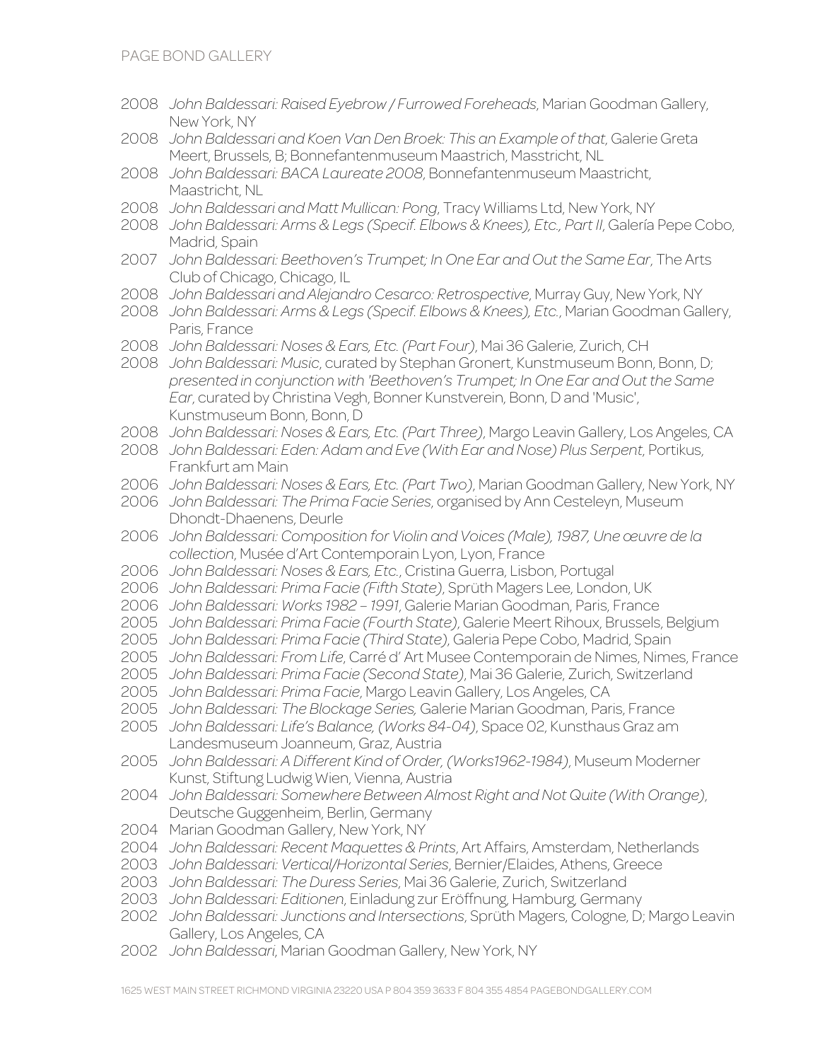2008 *John Baldessari: Raised Eyebrow / Furrowed Foreheads*, Marian Goodman Gallery, New York, NY
2008 *John Baldessari and Koen Van Den Broek: This an Example of that*, Galerie Greta Meert, Brussels, B; Bonnefantenmuseum Maastrich, Masstricht, NL
2008 *John Baldessari: BACA Laureate 2008*, Bonnefantenmuseum Maastricht, Maastricht, NL
2008 *John Baldessari and Matt Mullican: Pong*, Tracy Williams Ltd, New York, NY
2008 *John Baldessari: Arms & Legs (Specif. Elbows & Knees), Etc., Part II*, Galería Pepe Cobo, Madrid, Spain
2007 *John Baldessari: Beethoven's Trumpet; In One Ear and Out the Same Ear*, The Arts Club of Chicago, Chicago, IL
2008 *John Baldessari and Alejandro Cesarco: Retrospective*, Murray Guy, New York, NY
2008 *John Baldessari: Arms & Legs (Specif. Elbows & Knees), Etc.*, Marian Goodman Gallery, Paris, France
2008 *John Baldessari: Noses & Ears, Etc. (Part Four)*, Mai 36 Galerie, Zurich, CH
2008 *John Baldessari: Music*, curated by Stephan Gronert, Kunstmuseum Bonn, Bonn, D; *presented in conjunction with 'Beethoven's Trumpet; In One Ear and Out the Same Ear*, curated by Christina Vegh, Bonner Kunstverein, Bonn, D and 'Music', Kunstmuseum Bonn, Bonn, D
2008 *John Baldessari: Noses & Ears, Etc. (Part Three)*, Margo Leavin Gallery, Los Angeles, CA
2008 *John Baldessari: Eden: Adam and Eve (With Ear and Nose) Plus Serpent*, Portikus, Frankfurt am Main
2006 *John Baldessari: Noses & Ears, Etc. (Part Two)*, Marian Goodman Gallery, New York, NY
2006 *John Baldessari: The Prima Facie Series*, organised by Ann Cesteleyn, Museum Dhondt-Dhaenens, Deurle
2006 *John Baldessari: Composition for Violin and Voices (Male), 1987, Une œuvre de la collection*, Musée d'Art Contemporain Lyon, Lyon, France
2006 *John Baldessari: Noses & Ears, Etc.*, Cristina Guerra, Lisbon, Portugal
2006 *John Baldessari: Prima Facie (Fifth State)*, Sprüth Magers Lee, London, UK
2006 *John Baldessari: Works 1982 – 1991*, Galerie Marian Goodman, Paris, France
2005 *John Baldessari: Prima Facie (Fourth State)*, Galerie Meert Rihoux, Brussels, Belgium
2005 *John Baldessari: Prima Facie (Third State)*, Galeria Pepe Cobo, Madrid, Spain
2005 *John Baldessari: From Life*, Carré d' Art Musee Contemporain de Nimes, Nimes, France
2005 *John Baldessari: Prima Facie (Second State)*, Mai 36 Galerie, Zurich, Switzerland
2005 *John Baldessari: Prima Facie*, Margo Leavin Gallery, Los Angeles, CA
2005 *John Baldessari: The Blockage Series,* Galerie Marian Goodman, Paris, France
2005 *John Baldessari: Life's Balance, (Works 84-04)*, Space 02, Kunsthaus Graz am Landesmuseum Joanneum, Graz, Austria
2005 *John Baldessari: A Different Kind of Order, (Works1962-1984)*, Museum Moderner Kunst, Stiftung Ludwig Wien, Vienna, Austria
2004 *John Baldessari: Somewhere Between Almost Right and Not Quite (With Orange)*, Deutsche Guggenheim, Berlin, Germany
2004 Marian Goodman Gallery, New York, NY
2004 *John Baldessari: Recent Maquettes & Prints*, Art Affairs, Amsterdam, Netherlands
2003 *John Baldessari: Vertical/Horizontal Series*, Bernier/Elaides, Athens, Greece
2003 *John Baldessari: The Duress Series*, Mai 36 Galerie, Zurich, Switzerland
2003 *John Baldessari: Editionen*, Einladung zur Eröffnung, Hamburg, Germany
2002 *John Baldessari: Junctions and Intersections*, Sprüth Magers, Cologne, D; Margo Leavin Gallery, Los Angeles, CA
2002 *John Baldessari*, Marian Goodman Gallery, New York, NY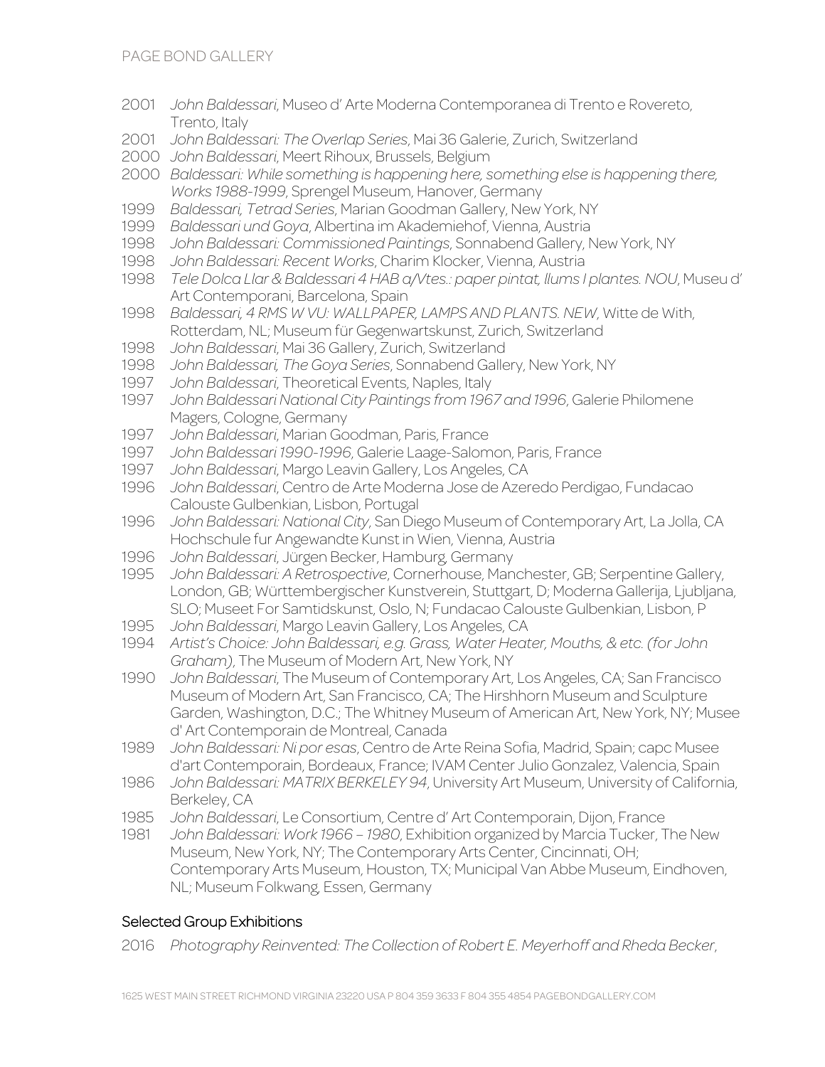2001 *John Baldessari*, Museo d' Arte Moderna Contemporanea di Trento e Rovereto, Trento, Italy
2001 *John Baldessari: The Overlap Series*, Mai 36 Galerie, Zurich, Switzerland
2000 *John Baldessari*, Meert Rihoux, Brussels, Belgium
2000 *Baldessari: While something is happening here, something else is happening there, Works 1988-1999*, Sprengel Museum, Hanover, Germany
1999 *Baldessari, Tetrad Series*, Marian Goodman Gallery, New York, NY
1999 *Baldessari und Goya*, Albertina im Akademiehof, Vienna, Austria
1998 *John Baldessari: Commissioned Paintings*, Sonnabend Gallery, New York, NY
1998 *John Baldessari: Recent Works*, Charim Klocker, Vienna, Austria
1998 *Tele Dolca Llar & Baldessari 4 HAB a/Vtes.: paper pintat, llums I plantes. NOU*, Museu d' Art Contemporani, Barcelona, Spain
1998 *Baldessari, 4 RMS W VU: WALLPAPER, LAMPS AND PLANTS. NEW*, Witte de With, Rotterdam, NL; Museum für Gegenwartskunst, Zurich, Switzerland
1998 *John Baldessari*, Mai 36 Gallery, Zurich, Switzerland
1998 *John Baldessari, The Goya Series*, Sonnabend Gallery, New York, NY
1997 *John Baldessari*, Theoretical Events, Naples, Italy
1997 *John Baldessari National City Paintings from 1967 and 1996*, Galerie Philomene Magers, Cologne, Germany
1997 *John Baldessari*, Marian Goodman, Paris, France
1997 *John Baldessari 1990-1996*, Galerie Laage-Salomon, Paris, France
1997 *John Baldessari*, Margo Leavin Gallery, Los Angeles, CA
1996 *John Baldessari*, Centro de Arte Moderna Jose de Azeredo Perdigao, Fundacao Calouste Gulbenkian, Lisbon, Portugal
1996 *John Baldessari: National City*, San Diego Museum of Contemporary Art, La Jolla, CA Hochschule fur Angewandte Kunst in Wien, Vienna, Austria
1996 *John Baldessari*, Jürgen Becker, Hamburg, Germany
1995 *John Baldessari: A Retrospective*, Cornerhouse, Manchester, GB; Serpentine Gallery, London, GB; Württembergischer Kunstverein, Stuttgart, D; Moderna Gallerija, Ljubljana, SLO; Museet For Samtidskunst, Oslo, N; Fundacao Calouste Gulbenkian, Lisbon, P
1995 *John Baldessari*, Margo Leavin Gallery, Los Angeles, CA
1994 *Artist's Choice: John Baldessari, e.g. Grass, Water Heater, Mouths, & etc. (for John Graham)*, The Museum of Modern Art, New York, NY
1990 *John Baldessari*, The Museum of Contemporary Art, Los Angeles, CA; San Francisco Museum of Modern Art, San Francisco, CA; The Hirshhorn Museum and Sculpture Garden, Washington, D.C.; The Whitney Museum of American Art, New York, NY; Musee d' Art Contemporain de Montreal, Canada
1989 *John Baldessari: Ni por esas*, Centro de Arte Reina Sofia, Madrid, Spain; capc Musee d'art Contemporain, Bordeaux, France; IVAM Center Julio Gonzalez, Valencia, Spain
1986 *John Baldessari: MATRIX BERKELEY 94*, University Art Museum, University of California, Berkeley, CA
1985 *John Baldessari*, Le Consortium, Centre d' Art Contemporain, Dijon, France
1981 *John Baldessari: Work 1966 – 1980*, Exhibition organized by Marcia Tucker, The New Museum, New York, NY; The Contemporary Arts Center, Cincinnati, OH; Contemporary Arts Museum, Houston, TX; Municipal Van Abbe Museum, Eindhoven, NL; Museum Folkwang, Essen, Germany

## Selected Group Exhibitions

2016 *Photography Reinvented: The Collection of Robert E. Meyerhoff and Rheda Becker*,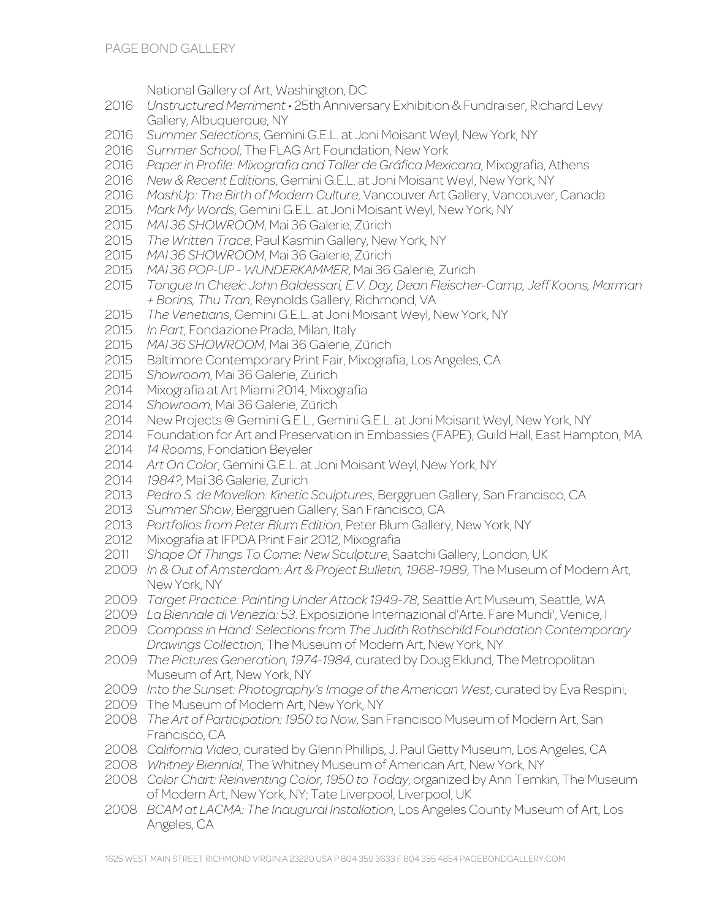National Gallery of Art, Washington, DC

2016 *Unstructured Merriment* • 25th Anniversary Exhibition & Fundraiser, Richard Levy Gallery, Albuquerque, NY
2016 *Summer Selections*, Gemini G.E.L. at Joni Moisant Weyl, New York, NY
2016 *Summer School*, The FLAG Art Foundation, New York
2016 *Paper in Profile: Mixografia and Taller de Gráfica Mexicana*, Mixografia, Athens
2016 *New & Recent Editions*, Gemini G.E.L. at Joni Moisant Weyl, New York, NY
2016 *MashUp: The Birth of Modern Culture*, Vancouver Art Gallery, Vancouver, Canada
2015 *Mark My Words*, Gemini G.E.L. at Joni Moisant Weyl, New York, NY
2015 *MAI 36 SHOWROOM*, Mai 36 Galerie, Zürich
2015 *The Written Trace*, Paul Kasmin Gallery, New York, NY
2015 *MAI 36 SHOWROOM*, Mai 36 Galerie, Zürich
2015 *MAI 36 POP-UP - WUNDERKAMMER*, Mai 36 Galerie, Zurich
2015 *Tongue In Cheek: John Baldessari, E.V. Day, Dean Fleischer-Camp, Jeff Koons, Marman + Borins, Thu Tran*, Reynolds Gallery, Richmond, VA
2015 *The Venetians*, Gemini G.E.L. at Joni Moisant Weyl, New York, NY
2015 *In Part*, Fondazione Prada, Milan, Italy
2015 *MAI 36 SHOWROOM*, Mai 36 Galerie, Zürich
2015 Baltimore Contemporary Print Fair, Mixografia, Los Angeles, CA
2015 *Showroom*, Mai 36 Galerie, Zurich
2014 Mixografia at Art Miami 2014, Mixografia
2014 *Showroom*, Mai 36 Galerie, Zürich
2014 New Projects @ Gemini G.E.L., Gemini G.E.L. at Joni Moisant Weyl, New York, NY
2014 Foundation for Art and Preservation in Embassies (FAPE), Guild Hall, East Hampton, MA
2014 *14 Rooms*, Fondation Beyeler
2014 *Art On Color*, Gemini G.E.L. at Joni Moisant Weyl, New York, NY
2014 *1984?*, Mai 36 Galerie, Zurich
2013 *Pedro S. de Movellan: Kinetic Sculptures*, Berggruen Gallery, San Francisco, CA
2013 *Summer Show*, Berggruen Gallery, San Francisco, CA
2013 *Portfolios from Peter Blum Edition*, Peter Blum Gallery, New York, NY
2012 Mixografia at IFPDA Print Fair 2012, Mixografia
2011 *Shape Of Things To Come: New Sculpture*, Saatchi Gallery, London, UK
2009 *In & Out of Amsterdam: Art & Project Bulletin, 1968-1989*, The Museum of Modern Art, New York, NY
2009 *Target Practice: Painting Under Attack 1949-78*, Seattle Art Museum, Seattle, WA
2009 *La Biennale di Venezia: 53*. Exposizione Internazional d'Arte. Fare Mundi', Venice, I
2009 *Compass in Hand: Selections from The Judith Rothschild Foundation Contemporary Drawings Collection*, The Museum of Modern Art, New York, NY
2009 *The Pictures Generation, 1974-1984*, curated by Doug Eklund, The Metropolitan Museum of Art, New York, NY
2009 *Into the Sunset: Photography's Image of the American West*, curated by Eva Respini,
2009 The Museum of Modern Art, New York, NY
2008 *The Art of Participation: 1950 to Now*, San Francisco Museum of Modern Art, San Francisco, CA
2008 *California Video*, curated by Glenn Phillips, J. Paul Getty Museum, Los Angeles, CA
2008 *Whitney Biennial*, The Whitney Museum of American Art, New York, NY
2008 *Color Chart: Reinventing Color, 1950 to Today*, organized by Ann Temkin, The Museum of Modern Art, New York, NY; Tate Liverpool, Liverpool, UK
2008 *BCAM at LACMA: The Inaugural Installation*, Los Angeles County Museum of Art, Los Angeles, CA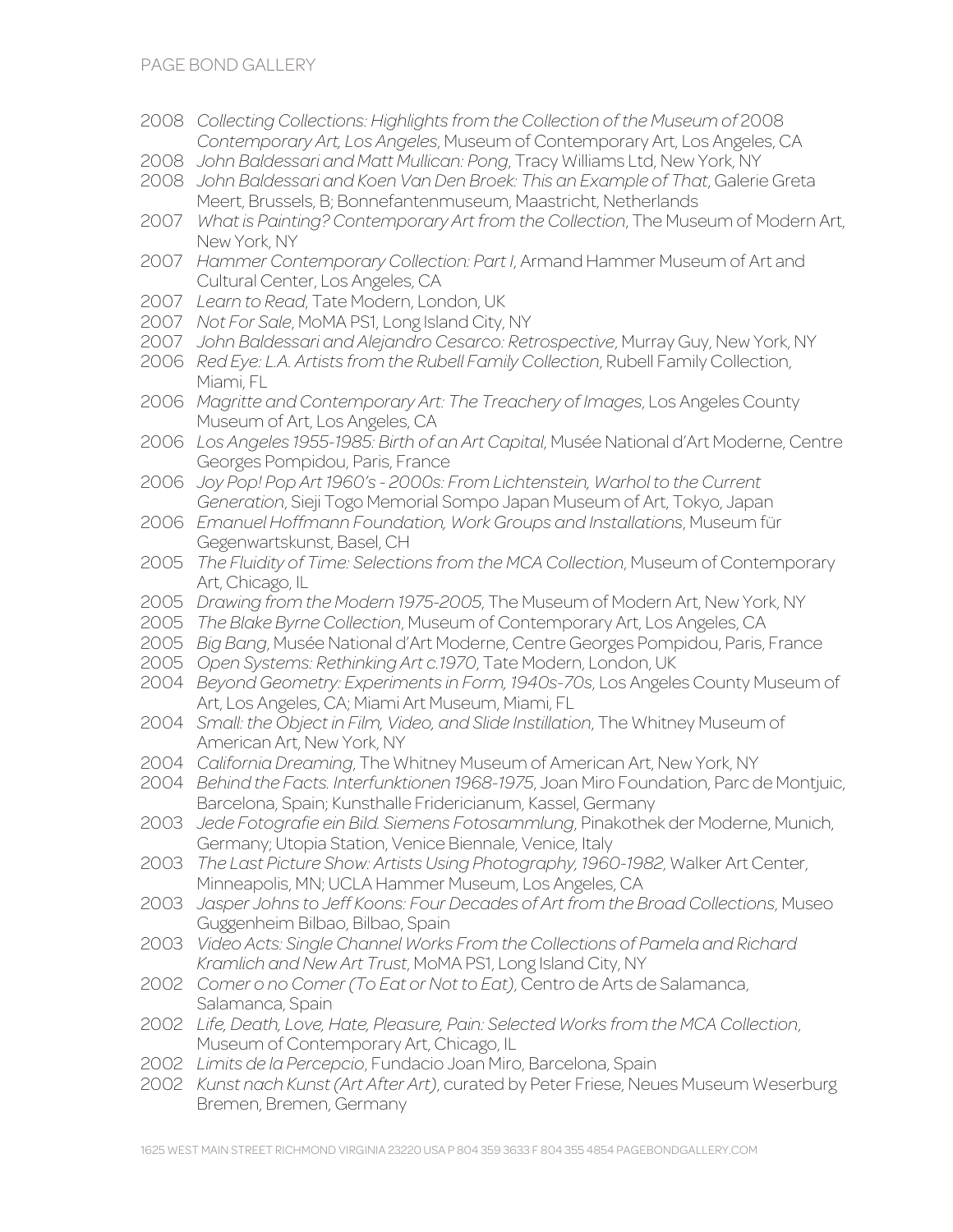2008 *Collecting Collections: Highlights from the Collection of the Museum of* 2008 *Contemporary Art, Los Angeles*, Museum of Contemporary Art, Los Angeles, CA
2008 *John Baldessari and Matt Mullican: Pong*, Tracy Williams Ltd, New York, NY
2008 *John Baldessari and Koen Van Den Broek: This an Example of That*, Galerie Greta Meert, Brussels, B; Bonnefantenmuseum, Maastricht, Netherlands
2007 *What is Painting? Contemporary Art from the Collection*, The Museum of Modern Art, New York, NY
2007 *Hammer Contemporary Collection: Part I*, Armand Hammer Museum of Art and Cultural Center, Los Angeles, CA
2007 *Learn to Read*, Tate Modern, London, UK
2007 *Not For Sale*, MoMA PS1, Long Island City, NY
2007 *John Baldessari and Alejandro Cesarco: Retrospective*, Murray Guy, New York, NY
2006 *Red Eye: L.A. Artists from the Rubell Family Collection*, Rubell Family Collection, Miami, FL
2006 *Magritte and Contemporary Art: The Treachery of Images*, Los Angeles County Museum of Art, Los Angeles, CA
2006 *Los Angeles 1955-1985: Birth of an Art Capital*, Musée National d'Art Moderne, Centre Georges Pompidou, Paris, France
2006 *Joy Pop! Pop Art 1960's - 2000s: From Lichtenstein, Warhol to the Current Generation*, Sieji Togo Memorial Sompo Japan Museum of Art, Tokyo, Japan
2006 *Emanuel Hoffmann Foundation, Work Groups and Installations*, Museum für Gegenwartskunst, Basel, CH
2005 *The Fluidity of Time: Selections from the MCA Collection*, Museum of Contemporary Art, Chicago, IL
2005 *Drawing from the Modern 1975-2005*, The Museum of Modern Art, New York, NY
2005 *The Blake Byrne Collection*, Museum of Contemporary Art, Los Angeles, CA
2005 *Big Bang*, Musée National d'Art Moderne, Centre Georges Pompidou, Paris, France
2005 *Open Systems: Rethinking Art c.1970*, Tate Modern, London, UK
2004 *Beyond Geometry: Experiments in Form, 1940s-70s*, Los Angeles County Museum of Art, Los Angeles, CA; Miami Art Museum, Miami, FL
2004 *Small: the Object in Film, Video, and Slide Instillation*, The Whitney Museum of American Art, New York, NY
2004 *California Dreaming*, The Whitney Museum of American Art, New York, NY
2004 *Behind the Facts. Interfunktionen 1968-1975*, Joan Miro Foundation, Parc de Montjuic, Barcelona, Spain; Kunsthalle Fridericianum, Kassel, Germany
2003 *Jede Fotografie ein Bild. Siemens Fotosammlung*, Pinakothek der Moderne, Munich, Germany; Utopia Station, Venice Biennale, Venice, Italy
2003 *The Last Picture Show: Artists Using Photography, 1960-1982*, Walker Art Center, Minneapolis, MN; UCLA Hammer Museum, Los Angeles, CA
2003 *Jasper Johns to Jeff Koons: Four Decades of Art from the Broad Collections*, Museo Guggenheim Bilbao, Bilbao, Spain
2003 *Video Acts: Single Channel Works From the Collections of Pamela and Richard Kramlich and New Art Trust*, MoMA PS1, Long Island City, NY
2002 *Comer o no Comer (To Eat or Not to Eat)*, Centro de Arts de Salamanca, Salamanca, Spain
2002 *Life, Death, Love, Hate, Pleasure, Pain: Selected Works from the MCA Collection*, Museum of Contemporary Art, Chicago, IL
2002 *Limits de la Percepcio*, Fundacio Joan Miro, Barcelona, Spain
2002 *Kunst nach Kunst (Art After Art)*, curated by Peter Friese, Neues Museum Weserburg Bremen, Bremen, Germany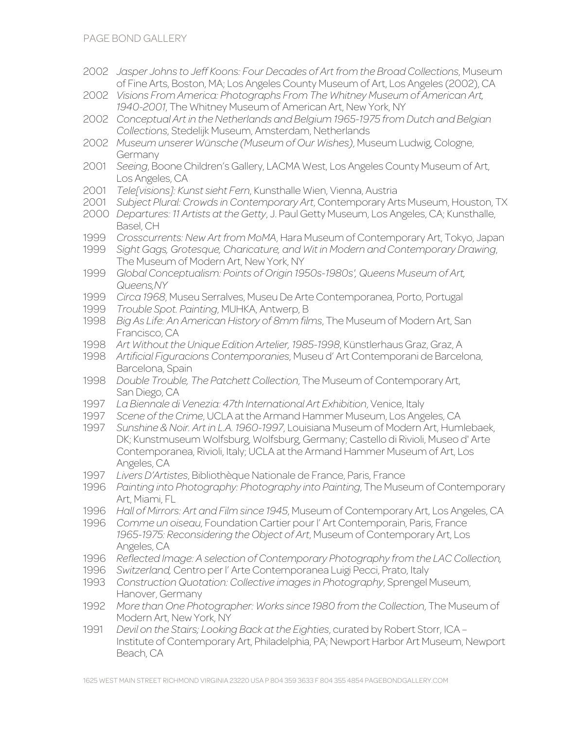2002 *Jasper Johns to Jeff Koons: Four Decades of Art from the Broad Collections*, Museum of Fine Arts, Boston, MA; Los Angeles County Museum of Art, Los Angeles (2002), CA

2002 *Visions From America: Photographs From The Whitney Museum of American Art, 1940-2001*, The Whitney Museum of American Art, New York, NY

2002 *Conceptual Art in the Netherlands and Belgium 1965-1975 from Dutch and Belgian Collections*, Stedelijk Museum, Amsterdam, Netherlands

2002 *Museum unserer Wünsche (Museum of Our Wishes)*, Museum Ludwig, Cologne, Germany

2001 *Seeing*, Boone Children's Gallery, LACMA West, Los Angeles County Museum of Art, Los Angeles, CA

2001 *Tele[visions]: Kunst sieht Fern*, Kunsthalle Wien, Vienna, Austria

2001 *Subject Plural: Crowds in Contemporary Art*, Contemporary Arts Museum, Houston, TX

2000 *Departures: 11 Artists at the Getty*, J. Paul Getty Museum, Los Angeles, CA; Kunsthalle, Basel, CH

1999 *Crosscurrents: New Art from MoMA*, Hara Museum of Contemporary Art, Tokyo, Japan

1999 *Sight Gags, Grotesque, Charicature, and Wit in Modern and Contemporary Drawing*, The Museum of Modern Art, New York, NY

1999 *Global Conceptualism: Points of Origin 1950s-1980s', Queens Museum of Art, Queens,NY*

1999 *Circa 1968*, Museu Serralves, Museu De Arte Contemporanea, Porto, Portugal

1999 *Trouble Spot. Painting*, MUHKA, Antwerp, B

1998 *Big As Life: An American History of 8mm films*, The Museum of Modern Art, San Francisco, CA

1998 *Art Without the Unique Edition Artelier, 1985-1998*, Künstlerhaus Graz, Graz, A

1998 *Artificial Figuracions Contemporanies*, Museu d' Art Contemporani de Barcelona, Barcelona, Spain

1998 *Double Trouble, The Patchett Collection*, The Museum of Contemporary Art, San Diego, CA

1997 *La Biennale di Venezia: 47th International Art Exhibition*, Venice, Italy

1997 *Scene of the Crime*, UCLA at the Armand Hammer Museum, Los Angeles, CA

1997 *Sunshine & Noir. Art in L.A. 1960-1997*, Louisiana Museum of Modern Art, Humlebaek, DK; Kunstmuseum Wolfsburg, Wolfsburg, Germany; Castello di Rivioli, Museo d' Arte Contemporanea, Rivioli, Italy; UCLA at the Armand Hammer Museum of Art, Los Angeles, CA

1997 *Livers D'Artistes*, Bibliothèque Nationale de France, Paris, France

1996 *Painting into Photography: Photography into Painting*, The Museum of Contemporary Art, Miami, FL

1996 *Hall of Mirrors: Art and Film since 1945*, Museum of Contemporary Art, Los Angeles, CA

1996 *Comme un oiseau*, Foundation Cartier pour l' Art Contemporain, Paris, France
*1965-1975: Reconsidering the Object of Art*, Museum of Contemporary Art, Los Angeles, CA

1996 *Reflected Image: A selection of Contemporary Photography from the LAC Collection,*

1996 *Switzerland,* Centro per l' Arte Contemporanea Luigi Pecci, Prato, Italy

1993 *Construction Quotation: Collective images in Photography*, Sprengel Museum, Hanover, Germany

1992 *More than One Photographer: Works since 1980 from the Collection*, The Museum of Modern Art, New York, NY

1991 *Devil on the Stairs; Looking Back at the Eighties*, curated by Robert Storr, ICA – Institute of Contemporary Art, Philadelphia, PA; Newport Harbor Art Museum, Newport Beach, CA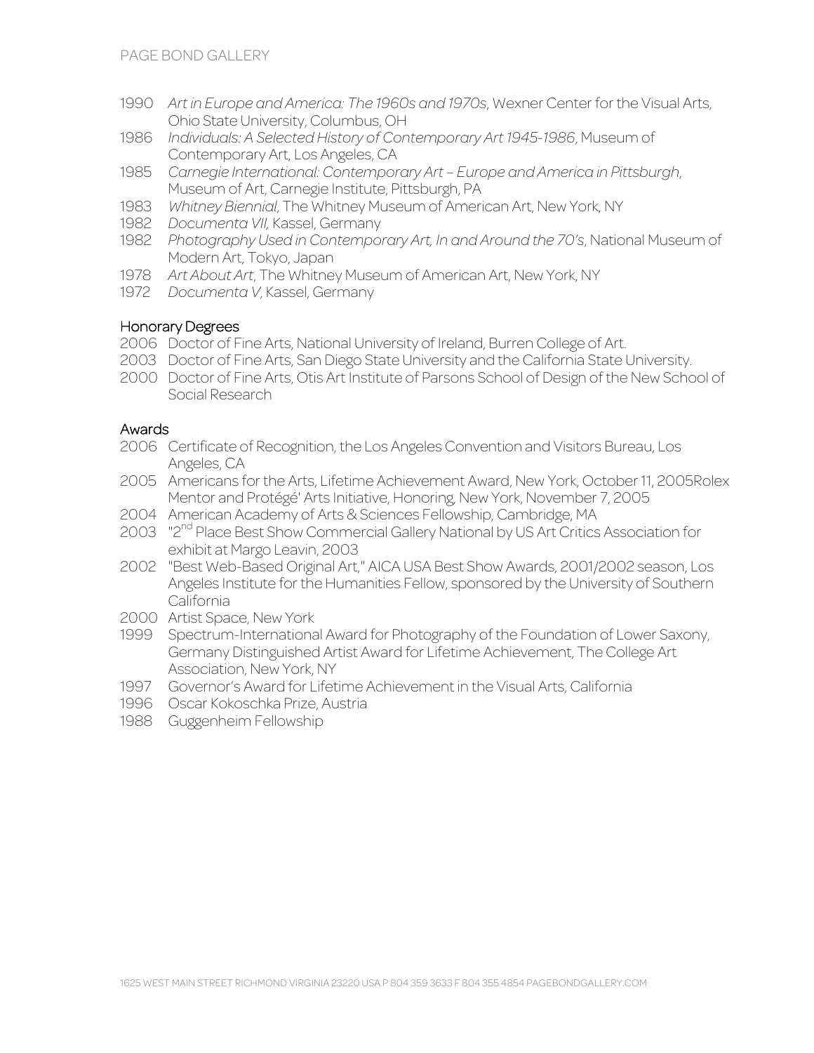1990 *Art in Europe and America: The 1960s and 1970s*, Wexner Center for the Visual Arts, Ohio State University, Columbus, OH
1986 *Individuals: A Selected History of Contemporary Art 1945-1986*, Museum of Contemporary Art, Los Angeles, CA
1985 *Carnegie International: Contemporary Art – Europe and America in Pittsburgh*, Museum of Art, Carnegie Institute, Pittsburgh, PA
1983 *Whitney Biennial*, The Whitney Museum of American Art, New York, NY
1982 *Documenta VII*, Kassel, Germany
1982 *Photography Used in Contemporary Art, In and Around the 70's*, National Museum of Modern Art, Tokyo, Japan
1978 *Art About Art*, The Whitney Museum of American Art, New York, NY
1972 *Documenta V*, Kassel, Germany

## Honorary Degrees

2006 Doctor of Fine Arts, National University of Ireland, Burren College of Art.
2003 Doctor of Fine Arts, San Diego State University and the California State University.
2000 Doctor of Fine Arts, Otis Art Institute of Parsons School of Design of the New School of Social Research

## Awards

2006 Certificate of Recognition, the Los Angeles Convention and Visitors Bureau, Los Angeles, CA
2005 Americans for the Arts, Lifetime Achievement Award, New York, October 11, 2005Rolex Mentor and Protégé' Arts Initiative, Honoring, New York, November 7, 2005
2004 American Academy of Arts & Sciences Fellowship, Cambridge, MA
2003 "2nd Place Best Show Commercial Gallery National by US Art Critics Association for exhibit at Margo Leavin, 2003
2002 "Best Web-Based Original Art," AICA USA Best Show Awards, 2001/2002 season, Los Angeles Institute for the Humanities Fellow, sponsored by the University of Southern California
2000 Artist Space, New York
1999 Spectrum-International Award for Photography of the Foundation of Lower Saxony, Germany Distinguished Artist Award for Lifetime Achievement, The College Art Association, New York, NY
1997 Governor's Award for Lifetime Achievement in the Visual Arts, California
1996 Oscar Kokoschka Prize, Austria
1988 Guggenheim Fellowship